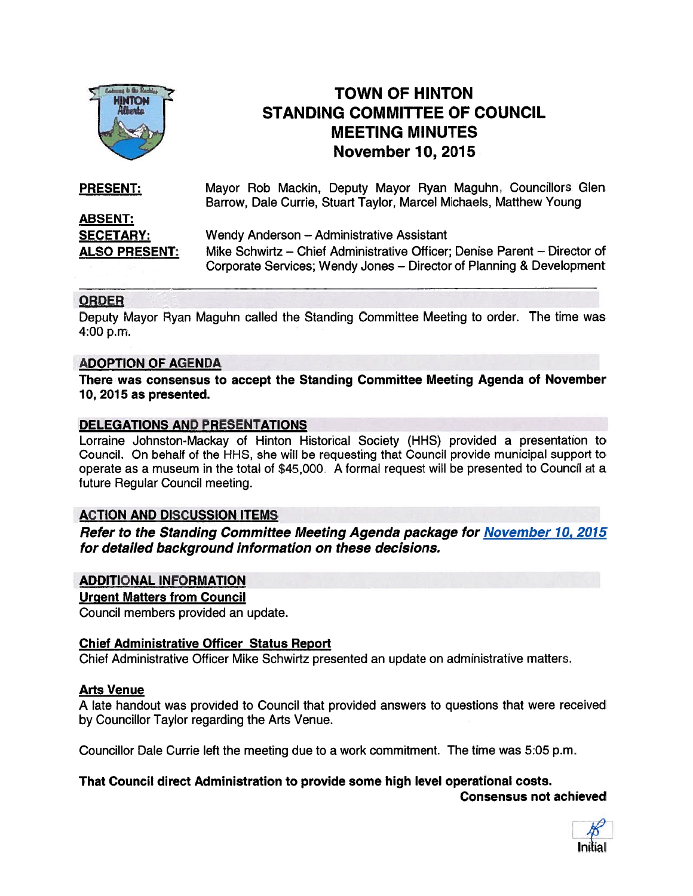# TOWN OF HINTON
# STANDING COMMITTEE OF COUNCIL
# MEETING MINUTES
# November 10, 2015

**PRESENT:** Mayor Rob Mackin, Deputy Mayor Ryan Maguhn, Councillors Glen Barrow, Dale Currie, Stuart Taylor, Marcel Michaels, Matthew Young

**ABSENT:**

**SECETARY:** Wendy Anderson – Administrative Assistant

**ALSO PRESENT:** Mike Schwirtz – Chief Administrative Officer; Denise Parent – Director of Corporate Services; Wendy Jones – Director of Planning & Development

## ORDER

Deputy Mayor Ryan Maguhn called the Standing Committee Meeting to order. The time was 4:00 p.m.

## ADOPTION OF AGENDA

**There was consensus to accept the Standing Committee Meeting Agenda of November 10, 2015 as presented.**

## DELEGATIONS AND PRESENTATIONS

Lorraine Johnston-Mackay of Hinton Historical Society (HHS) provided a presentation to Council. On behalf of the HHS, she will be requesting that Council provide municipal support to operate as a museum in the total of $45,000. A formal request will be presented to Council at a future Regular Council meeting.

## ACTION AND DISCUSSION ITEMS

***Refer to the Standing Committee Meeting Agenda package for November 10, 2015 for detailed background information on these decisions.***

## ADDITIONAL INFORMATION

### Urgent Matters from Council

Council members provided an update.

### Chief Administrative Officer Status Report

Chief Administrative Officer Mike Schwirtz presented an update on administrative matters.

### Arts Venue

A late handout was provided to Council that provided answers to questions that were received by Councillor Taylor regarding the Arts Venue.

Councillor Dale Currie left the meeting due to a work commitment. The time was 5:05 p.m.

**That Council direct Administration to provide some high level operational costs.**

**Consensus not achieved**

Initial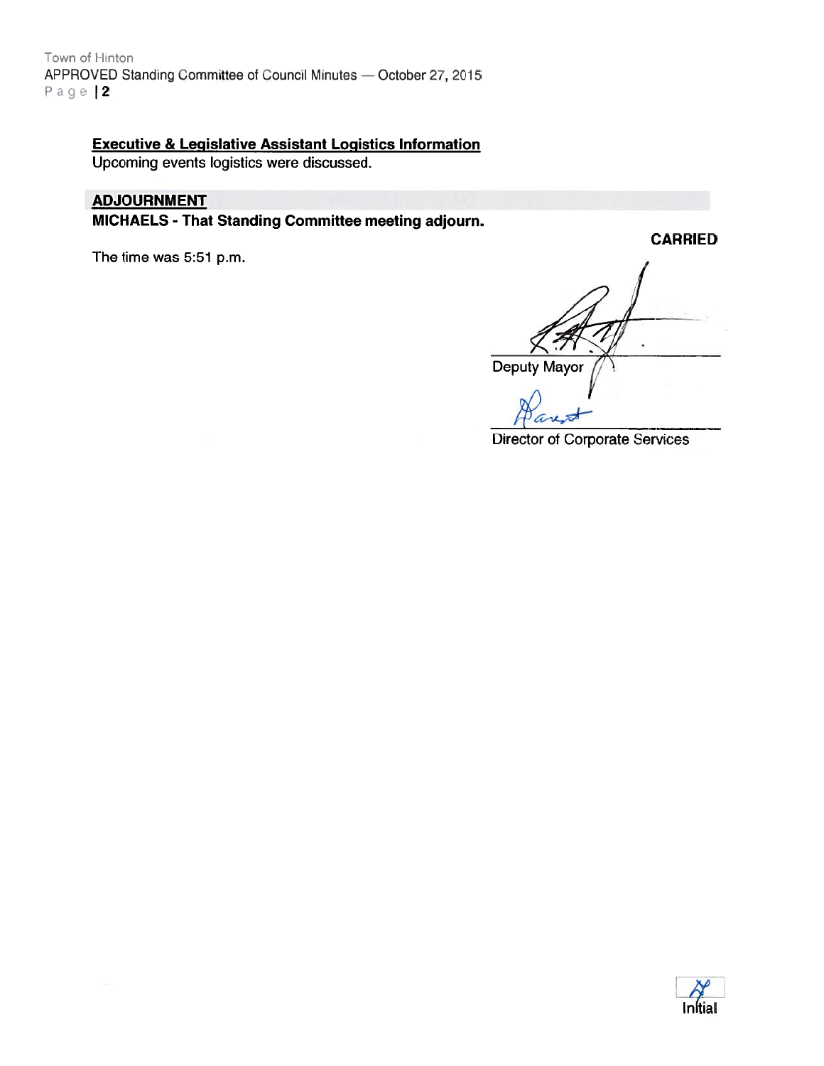**Executive & Legislative Assistant Logistics Information**

Upcoming events logistics were discussed.

## ADJOURNMENT

**MICHAELS - That Standing Committee meeting adjourn.**

**CARRIED**

The time was 5:51 p.m.

Deputy Mayor

Director of Corporate Services

Initial